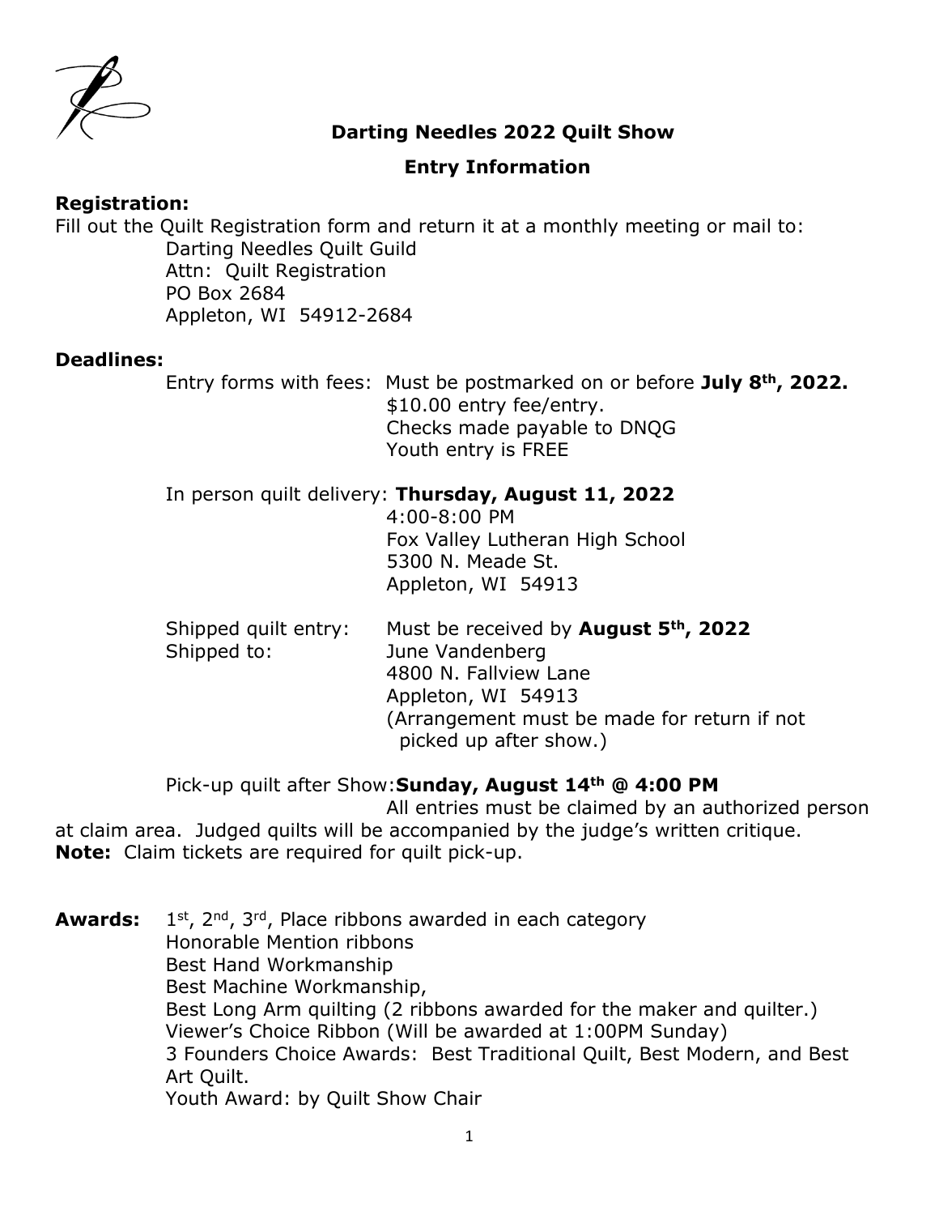# Darting Needles 2022 Quilt Show

## Entry Information

**Registration:**

Fill out the Quilt Registration form and return it at a monthly meeting or mail to:

Darting Needles Quilt Guild
Attn: Quilt Registration
PO Box 2684
Appleton, WI 54912-2684

**Deadlines:**

Entry forms with fees: Must be postmarked on or before **July 8th, 2022.**
$10.00 entry fee/entry.
Checks made payable to DNQG
Youth entry is FREE

In person quilt delivery: **Thursday, August 11, 2022**
4:00-8:00 PM
Fox Valley Lutheran High School
5300 N. Meade St.
Appleton, WI 54913

Shipped quilt entry: Must be received by **August 5th, 2022**
Shipped to: June Vandenberg
4800 N. Fallview Lane
Appleton, WI 54913
(Arrangement must be made for return if not picked up after show.)

Pick-up quilt after Show: **Sunday, August 14th @ 4:00 PM**
All entries must be claimed by an authorized person at claim area. Judged quilts will be accompanied by the judge's written critique.

**Note:** Claim tickets are required for quilt pick-up.

**Awards:**

1st, 2nd, 3rd, Place ribbons awarded in each category
Honorable Mention ribbons
Best Hand Workmanship
Best Machine Workmanship,
Best Long Arm quilting (2 ribbons awarded for the maker and quilter.)
Viewer's Choice Ribbon (Will be awarded at 1:00PM Sunday)
3 Founders Choice Awards: Best Traditional Quilt, Best Modern, and Best Art Quilt.
Youth Award: by Quilt Show Chair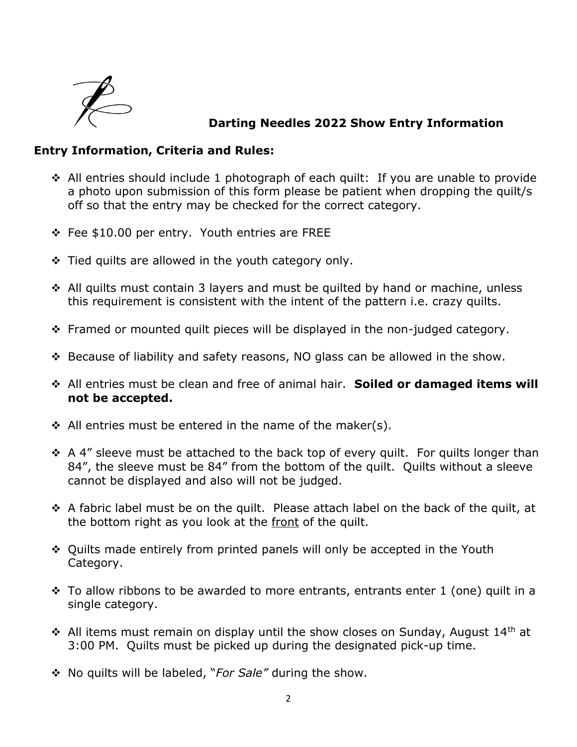## Darting Needles 2022 Show Entry Information

### Entry Information, Criteria and Rules:

- All entries should include 1 photograph of each quilt: If you are unable to provide a photo upon submission of this form please be patient when dropping the quilt/s off so that the entry may be checked for the correct category.
- Fee $10.00 per entry. Youth entries are FREE
- Tied quilts are allowed in the youth category only.
- All quilts must contain 3 layers and must be quilted by hand or machine, unless this requirement is consistent with the intent of the pattern i.e. crazy quilts.
- Framed or mounted quilt pieces will be displayed in the non-judged category.
- Because of liability and safety reasons, NO glass can be allowed in the show.
- All entries must be clean and free of animal hair. **Soiled or damaged items will not be accepted.**
- All entries must be entered in the name of the maker(s).
- A 4" sleeve must be attached to the back top of every quilt. For quilts longer than 84", the sleeve must be 84" from the bottom of the quilt. Quilts without a sleeve cannot be displayed and also will not be judged.
- A fabric label must be on the quilt. Please attach label on the back of the quilt, at the bottom right as you look at the front of the quilt.
- Quilts made entirely from printed panels will only be accepted in the Youth Category.
- To allow ribbons to be awarded to more entrants, entrants enter 1 (one) quilt in a single category.
- All items must remain on display until the show closes on Sunday, August 14th at 3:00 PM. Quilts must be picked up during the designated pick-up time.
- No quilts will be labeled, "*For Sale*" during the show.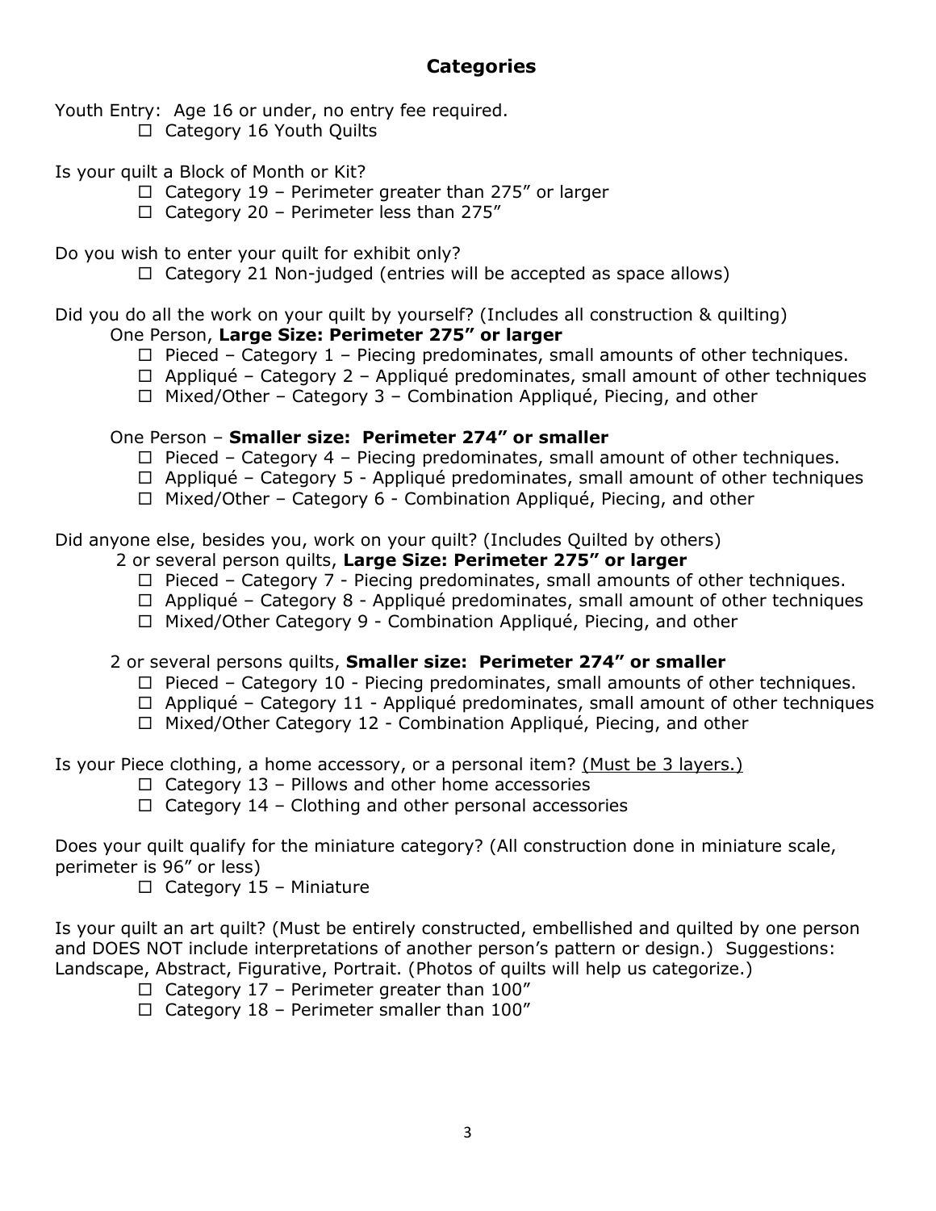## Categories

Youth Entry: Age 16 or under, no entry fee required.

- ☐ Category 16 Youth Quilts

Is your quilt a Block of Month or Kit?

- ☐ Category 19 – Perimeter greater than 275” or larger
- ☐ Category 20 – Perimeter less than 275”

Do you wish to enter your quilt for exhibit only?

- ☐ Category 21 Non-judged (entries will be accepted as space allows)

Did you do all the work on your quilt by yourself? (Includes all construction & quilting)

One Person, **Large Size: Perimeter 275” or larger**

- ☐ Pieced – Category 1 – Piecing predominates, small amounts of other techniques.
- ☐ Appliqué – Category 2 – Appliqué predominates, small amount of other techniques
- ☐ Mixed/Other – Category 3 – Combination Appliqué, Piecing, and other

One Person – **Smaller size: Perimeter 274” or smaller**

- ☐ Pieced – Category 4 – Piecing predominates, small amount of other techniques.
- ☐ Appliqué – Category 5 - Appliqué predominates, small amount of other techniques
- ☐ Mixed/Other – Category 6 - Combination Appliqué, Piecing, and other

Did anyone else, besides you, work on your quilt? (Includes Quilted by others)

2 or several person quilts, **Large Size: Perimeter 275” or larger**

- ☐ Pieced – Category 7 - Piecing predominates, small amounts of other techniques.
- ☐ Appliqué – Category 8 - Appliqué predominates, small amount of other techniques
- ☐ Mixed/Other Category 9 - Combination Appliqué, Piecing, and other

2 or several persons quilts, **Smaller size: Perimeter 274” or smaller**

- ☐ Pieced – Category 10 - Piecing predominates, small amounts of other techniques.
- ☐ Appliqué – Category 11 - Appliqué predominates, small amount of other techniques
- ☐ Mixed/Other Category 12 - Combination Appliqué, Piecing, and other

Is your Piece clothing, a home accessory, or a personal item? <u>(Must be 3 layers.)</u>

- ☐ Category 13 – Pillows and other home accessories
- ☐ Category 14 – Clothing and other personal accessories

Does your quilt qualify for the miniature category? (All construction done in miniature scale, perimeter is 96” or less)

- ☐ Category 15 – Miniature

Is your quilt an art quilt? (Must be entirely constructed, embellished and quilted by one person and DOES NOT include interpretations of another person’s pattern or design.) Suggestions: Landscape, Abstract, Figurative, Portrait. (Photos of quilts will help us categorize.)

- ☐ Category 17 – Perimeter greater than 100”
- ☐ Category 18 – Perimeter smaller than 100”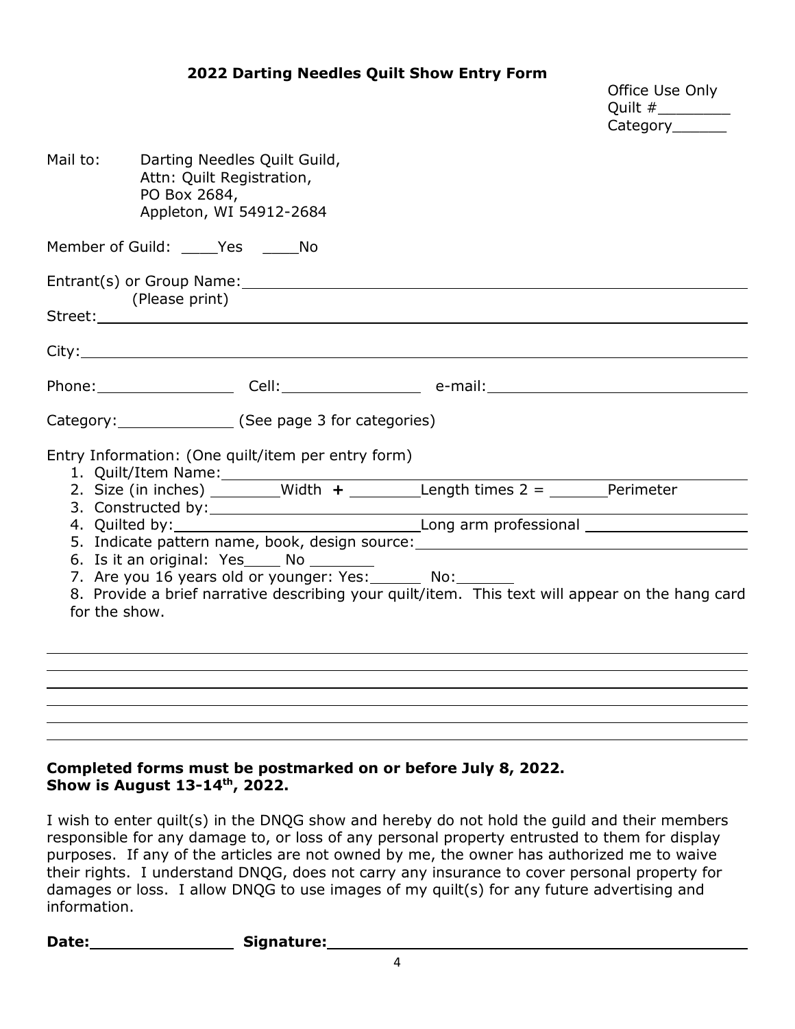**2022 Darting Needles Quilt Show Entry Form**

Office Use Only
Quilt #________
Category______

Mail to: Darting Needles Quilt Guild,
Attn: Quilt Registration,
PO Box 2684,
Appleton, WI 54912-2684

Member of Guild: ____Yes ____No

Entrant(s) or Group Name: ______________________________
(Please print)

Street: ______________________________

City: ______________________________

Phone: ______________ Cell: ______________ e-mail: ______________________

Category: ____________ (See page 3 for categories)

Entry Information: (One quilt/item per entry form)

1. Quilt/Item Name: ______________________________
2. Size (in inches) ________Width **+** ________Length times 2 = _______Perimeter
3. Constructed by: ______________________________
4. Quilted by: ______________________Long arm professional ______________
5. Indicate pattern name, book, design source: ______________________
6. Is it an original: Yes____ No ________
7. Are you 16 years old or younger: Yes:______ No:______
8. Provide a brief narrative describing your quilt/item. This text will appear on the hang card for the show.

______________________________________________________________

______________________________________________________________

______________________________________________________________

______________________________________________________________

______________________________________________________________

______________________________________________________________

**Completed forms must be postmarked on or before July 8, 2022.**
**Show is August 13-14th, 2022.**

I wish to enter quilt(s) in the DNQG show and hereby do not hold the guild and their members responsible for any damage to, or loss of any personal property entrusted to them for display purposes. If any of the articles are not owned by me, the owner has authorized me to waive their rights. I understand DNQG, does not carry any insurance to cover personal property for damages or loss. I allow DNQG to use images of my quilt(s) for any future advertising and information.

**Date:** ______________ **Signature:** ______________________________